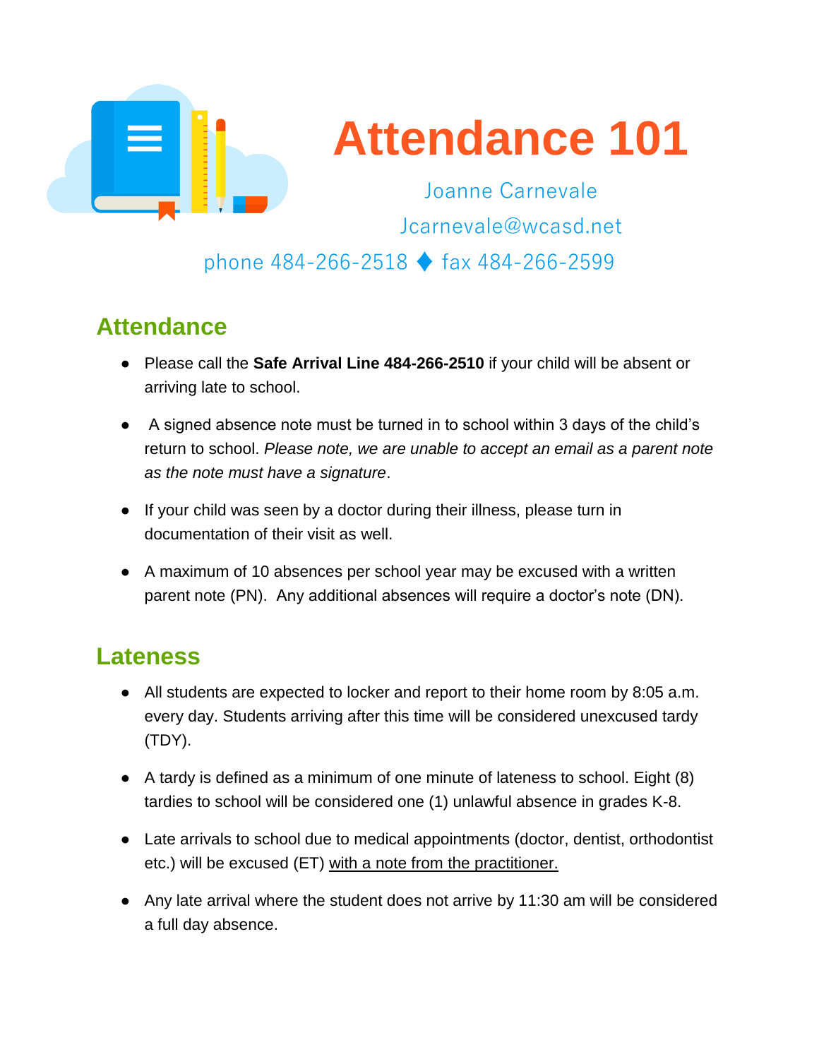# Attendance 101

Joanne Carnevale

Jcarnevale@wcasd.net

phone 484-266-2518 ♦ fax 484-266-2599

## Attendance

- Please call the **Safe Arrival Line 484-266-2510** if your child will be absent or arriving late to school.
- A signed absence note must be turned in to school within 3 days of the child's return to school. *Please note, we are unable to accept an email as a parent note as the note must have a signature*.
- If your child was seen by a doctor during their illness, please turn in documentation of their visit as well.
- A maximum of 10 absences per school year may be excused with a written parent note (PN). Any additional absences will require a doctor's note (DN).

## Lateness

- All students are expected to locker and report to their home room by 8:05 a.m. every day. Students arriving after this time will be considered unexcused tardy (TDY).
- A tardy is defined as a minimum of one minute of lateness to school. Eight (8) tardies to school will be considered one (1) unlawful absence in grades K-8.
- Late arrivals to school due to medical appointments (doctor, dentist, orthodontist etc.) will be excused (ET) with a note from the practitioner.
- Any late arrival where the student does not arrive by 11:30 am will be considered a full day absence.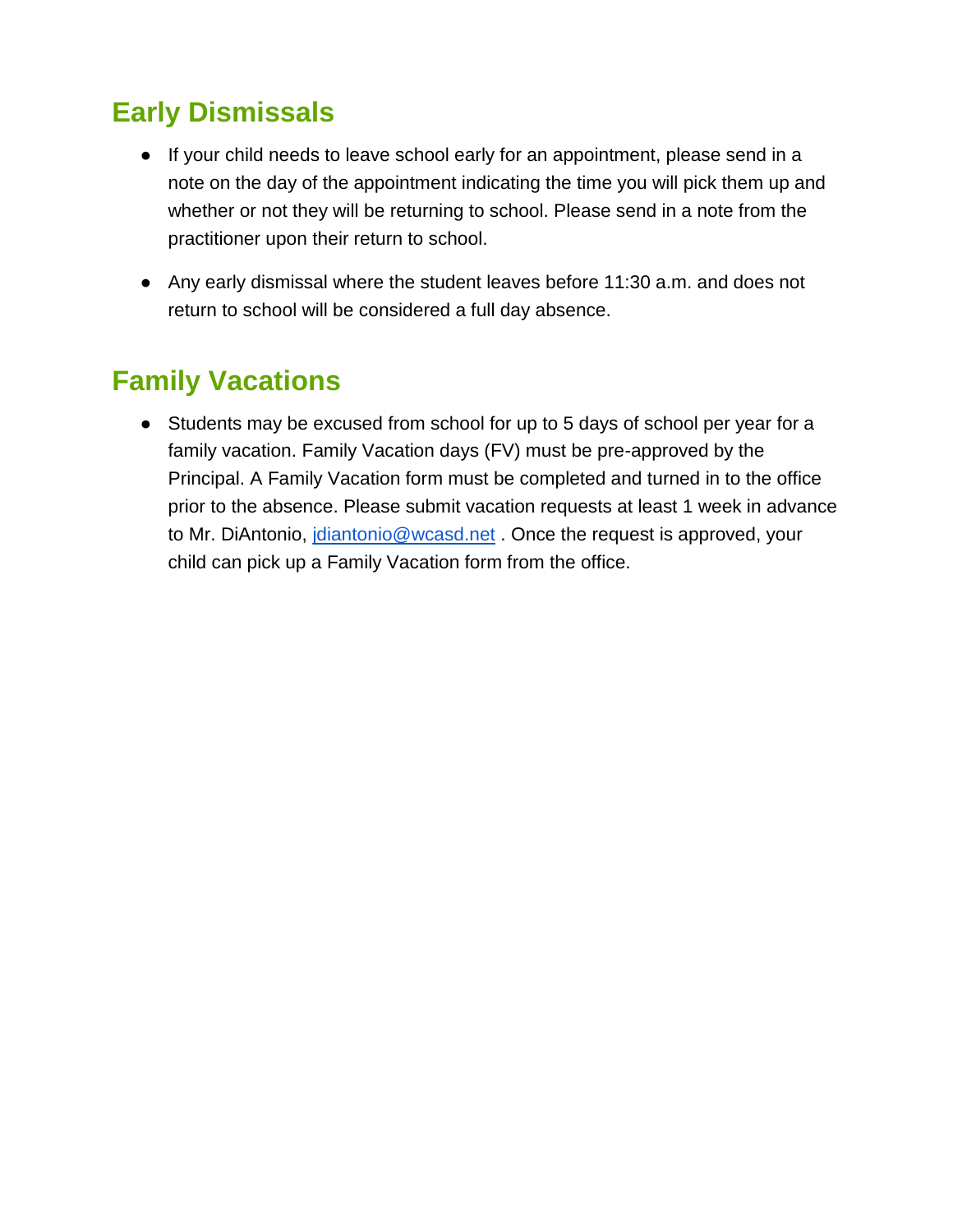## Early Dismissals

- If your child needs to leave school early for an appointment, please send in a note on the day of the appointment indicating the time you will pick them up and whether or not they will be returning to school. Please send in a note from the practitioner upon their return to school.
- Any early dismissal where the student leaves before 11:30 a.m. and does not return to school will be considered a full day absence.

## Family Vacations

- Students may be excused from school for up to 5 days of school per year for a family vacation. Family Vacation days (FV) must be pre-approved by the Principal. A Family Vacation form must be completed and turned in to the office prior to the absence. Please submit vacation requests at least 1 week in advance to Mr. DiAntonio, [jdiantonio@wcasd.net](mailto:jdiantonio@wcasd.net) . Once the request is approved, your child can pick up a Family Vacation form from the office.